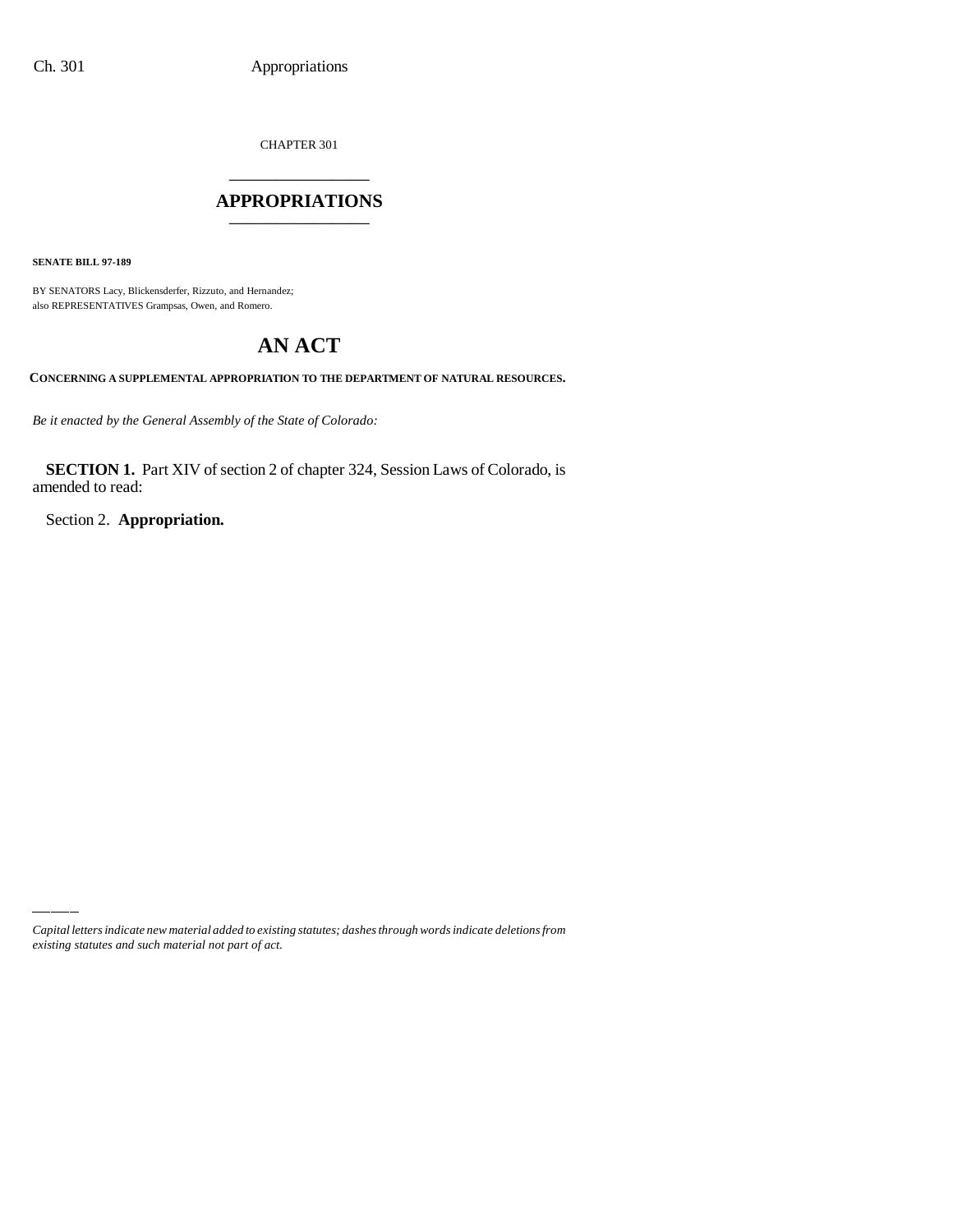CHAPTER 301

# APPROPRIATIONS

**SENATE BILL 97-189**

BY SENATORS Lacy, Blickensderfer, Rizzuto, and Hernandez;
also REPRESENTATIVES Grampsas, Owen, and Romero.

# AN ACT

**CONCERNING A SUPPLEMENTAL APPROPRIATION TO THE DEPARTMENT OF NATURAL RESOURCES.**

*Be it enacted by the General Assembly of the State of Colorado:*

**SECTION 1.** Part XIV of section 2 of chapter 324, Session Laws of Colorado, is amended to read:

Section 2. **Appropriation.**

*Capital letters indicate new material added to existing statutes; dashes through words indicate deletions from existing statutes and such material not part of act.*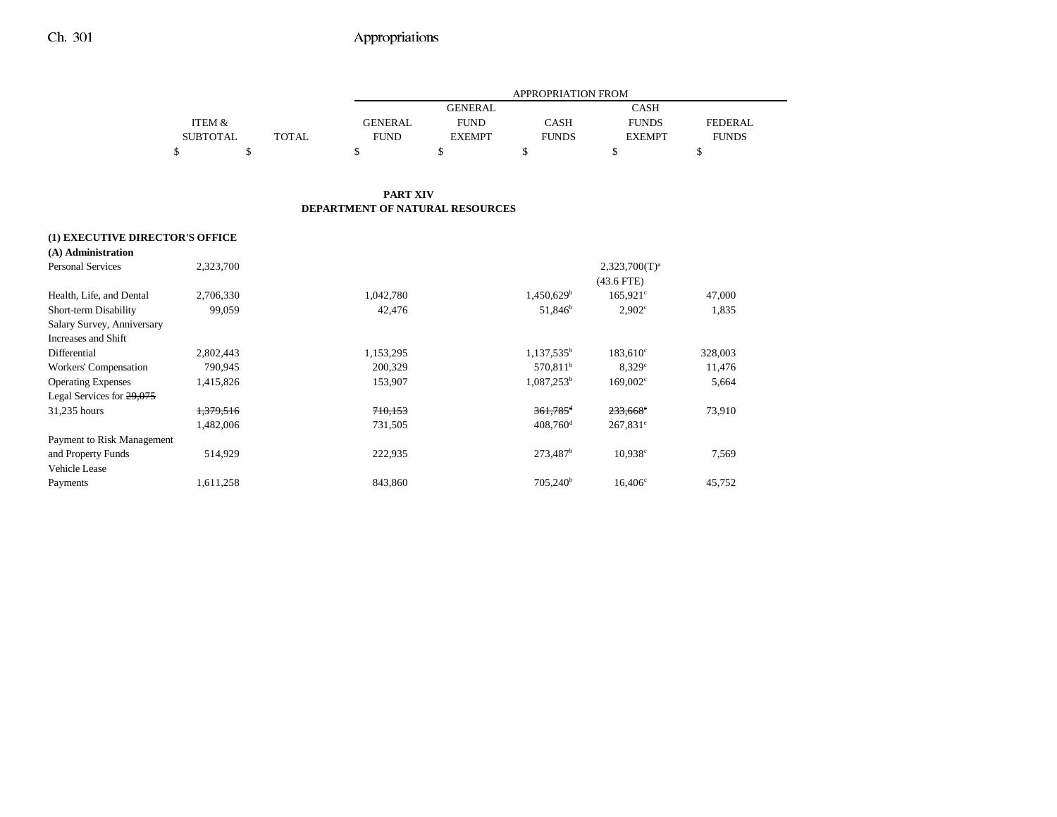## PART XIV
## DEPARTMENT OF NATURAL RESOURCES

| | ITEM & SUBTOTAL | TOTAL | GENERAL FUND | GENERAL FUND EXEMPT | CASH FUNDS | CASH FUNDS EXEMPT | FEDERAL FUNDS |
|---|---|---|---|---|---|---|---|
| | $ | $ | $ | $ | $ | $ | $ |
| **(1) EXECUTIVE DIRECTOR'S OFFICE** | | | | | | | |
| **(A) Administration** | | | | | | | |
| Personal Services | 2,323,700 | | | | | 2,323,700(T)[a] | |
| | | | | | | (43.6 FTE) | |
| Health, Life, and Dental | 2,706,330 | | 1,042,780 | | 1,450,629[b] | 165,921[c] | 47,000 |
| Short-term Disability | 99,059 | | 42,476 | | 51,846[b] | 2,902[c] | 1,835 |
| Salary Survey, Anniversary Increases and Shift Differential | 2,802,443 | | 1,153,295 | | 1,137,535[b] | 183,610[c] | 328,003 |
| Workers' Compensation | 790,945 | | 200,329 | | 570,811[b] | 8,329[c] | 11,476 |
| Operating Expenses | 1,415,826 | | 153,907 | | 1,087,253[b] | 169,002[c] | 5,664 |
| Legal Services for ~~29,075~~ 31,235 hours | ~~1,379,516~~ | | ~~710,153~~ | | ~~361,785~~[d] | ~~233,668~~[e] | 73,910 |
| | 1,482,006 | | 731,505 | | 408,760[d] | 267,831[e] | |
| Payment to Risk Management and Property Funds | 514,929 | | 222,935 | | 273,487[b] | 10,938[c] | 7,569 |
| Vehicle Lease Payments | 1,611,258 | | 843,860 | | 705,240[b] | 16,406[c] | 45,752 |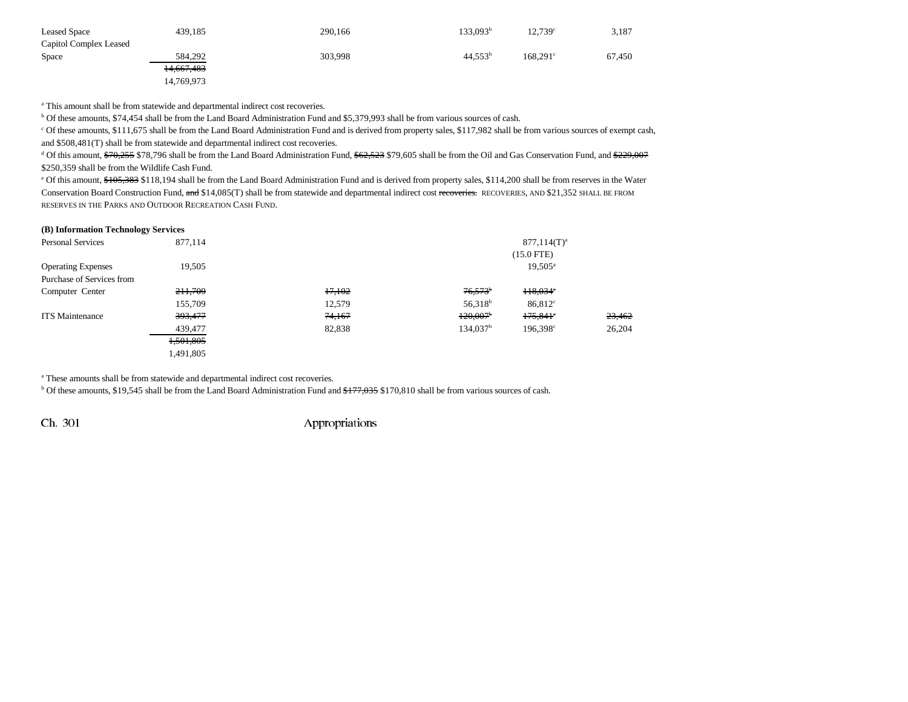| | | | | | |
|---|---|---|---|---|---|
| Leased Space | 439,185 | 290,166 | 133,093[b] | 12,739[c] | 3,187 |
| Capitol Complex Leased Space | 584,292 | 303,998 | 44,553[b] | 168,291[c] | 67,450 |
| | ~~14,667,483~~ | | | | |
| | 14,769,973 | | | | |

[a] This amount shall be from statewide and departmental indirect cost recoveries.

[b] Of these amounts, $74,454 shall be from the Land Board Administration Fund and $5,379,993 shall be from various sources of cash.

[c] Of these amounts, $111,675 shall be from the Land Board Administration Fund and is derived from property sales, $117,982 shall be from various sources of exempt cash, and $508,481(T) shall be from statewide and departmental indirect cost recoveries.

[d] Of this amount, ~~$70,255~~ $78,796 shall be from the Land Board Administration Fund, ~~$62,523~~ $79,605 shall be from the Oil and Gas Conservation Fund, and ~~$229,007~~ $250,359 shall be from the Wildlife Cash Fund.

[e] Of this amount, ~~$105,383~~ $118,194 shall be from the Land Board Administration Fund and is derived from property sales, $114,200 shall be from reserves in the Water Conservation Board Construction Fund, ~~and~~ $14,085(T) shall be from statewide and departmental indirect cost ~~recoveries.~~ RECOVERIES, AND $21,352 SHALL BE FROM RESERVES IN THE PARKS AND OUTDOOR RECREATION CASH FUND.

**(B) Information Technology Services**

| | | | | | |
|---|---|---|---|---|---|
| Personal Services | 877,114 | | | 877,114(T)[a] (15.0 FTE) | |
| Operating Expenses | 19,505 | | | 19,505[a] | |
| Purchase of Services from Computer Center | ~~211,709~~ | ~~17,102~~ | ~~76,573~~[b] | ~~118,034~~[c] | |
| | 155,709 | 12,579 | 56,318[b] | 86,812[c] | |
| ITS Maintenance | ~~393,477~~ | ~~74,167~~ | ~~120,007~~[b] | ~~175,841~~[c] | ~~23,462~~ |
| | 439,477 | 82,838 | 134,037[b] | 196,398[c] | 26,204 |
| | ~~1,501,805~~ | | | | |
| | 1,491,805 | | | | |

[a] These amounts shall be from statewide and departmental indirect cost recoveries.

[b] Of these amounts, $19,545 shall be from the Land Board Administration Fund and ~~$177,035~~ $170,810 shall be from various sources of cash.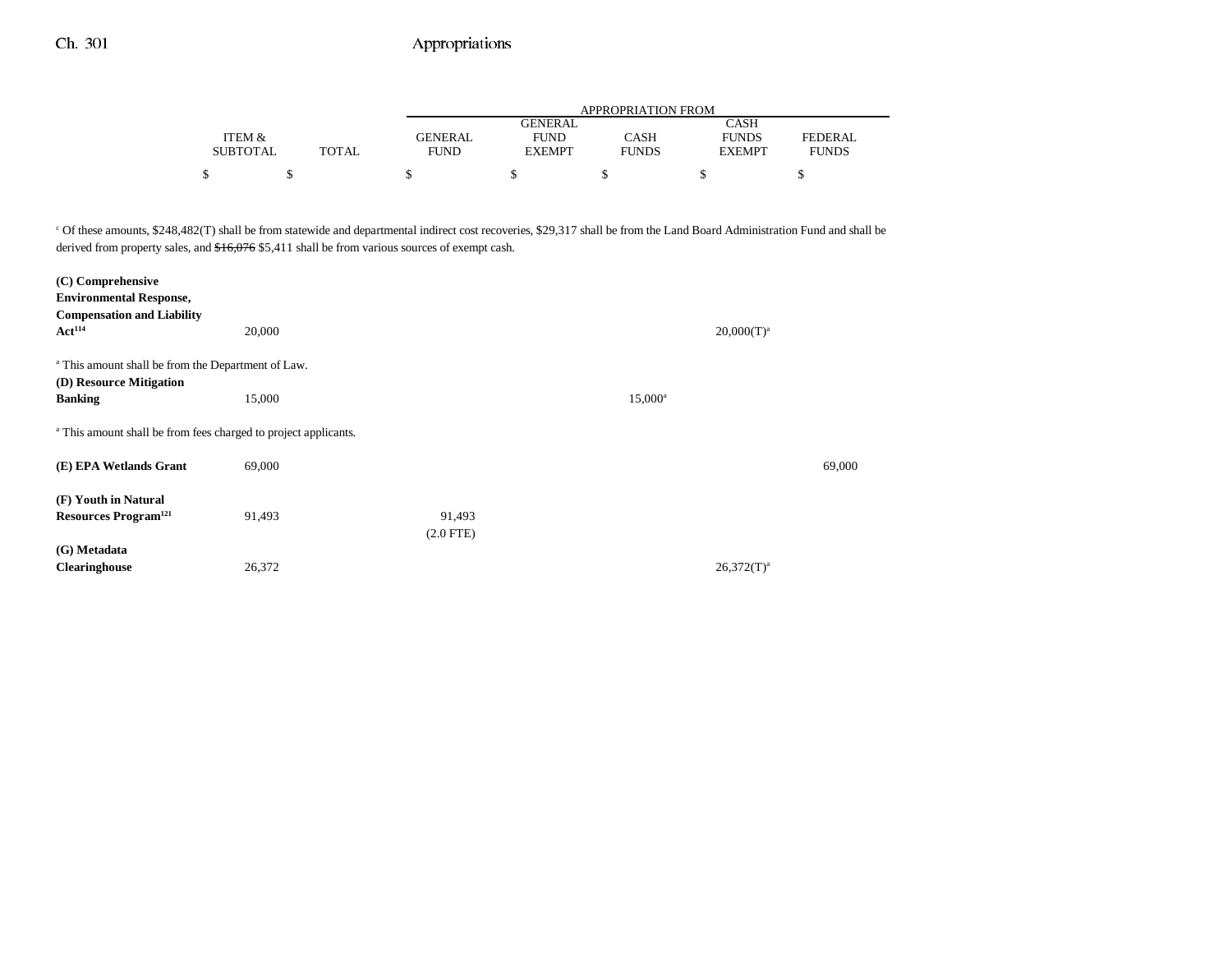| | ITEM & SUBTOTAL | TOTAL | GENERAL FUND | GENERAL FUND EXEMPT | CASH FUNDS | CASH FUNDS EXEMPT | FEDERAL FUNDS |
|---|---|---|---|---|---|---|---|
| | $ | $ | $ | $ | $ | $ | $ |

[c] Of these amounts, $248,482(T) shall be from statewide and departmental indirect cost recoveries, $29,317 shall be from the Land Board Administration Fund and shall be derived from property sales, and ~~$16,076~~ $5,411 shall be from various sources of exempt cash.

| | ITEM & SUBTOTAL | TOTAL | GENERAL FUND | GENERAL FUND EXEMPT | CASH FUNDS | CASH FUNDS EXEMPT | FEDERAL FUNDS |
|---|---|---|---|---|---|---|---|
| **(C) Comprehensive Environmental Response, Compensation and Liability Act**[114] | 20,000 | | | | | 20,000(T)[a] | |

[a] This amount shall be from the Department of Law.

| | ITEM & SUBTOTAL | TOTAL | GENERAL FUND | GENERAL FUND EXEMPT | CASH FUNDS | CASH FUNDS EXEMPT | FEDERAL FUNDS |
|---|---|---|---|---|---|---|---|
| **(D) Resource Mitigation Banking** | 15,000 | | | | 15,000[a] | | |

[a] This amount shall be from fees charged to project applicants.

| | ITEM & SUBTOTAL | TOTAL | GENERAL FUND | GENERAL FUND EXEMPT | CASH FUNDS | CASH FUNDS EXEMPT | FEDERAL FUNDS |
|---|---|---|---|---|---|---|---|
| **(E) EPA Wetlands Grant** | 69,000 | | | | | | 69,000 |
| **(F) Youth in Natural Resources Program**[121] | 91,493 | | 91,493 (2.0 FTE) | | | | |
| **(G) Metadata Clearinghouse** | 26,372 | | | | | 26,372(T)[a] | |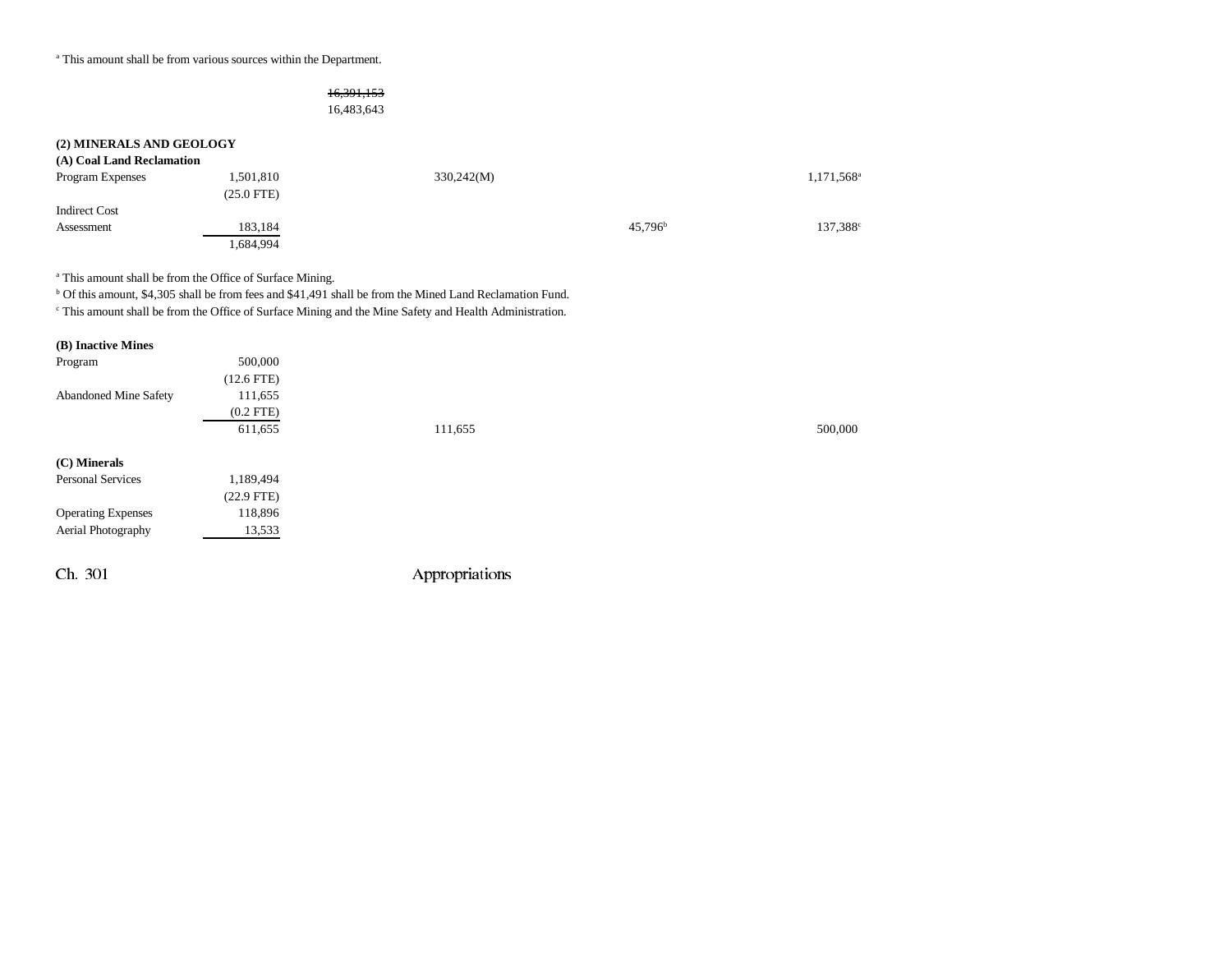[a] This amount shall be from various sources within the Department.

| | | | | | |
|---|---|---|---|---|---|
| | | ~~16,391,153~~ 16,483,643 | | | |

## (2) MINERALS AND GEOLOGY

### (A) Coal Land Reclamation

| | | | | | |
|---|---|---|---|---|---|
| Program Expenses | 1,501,810 (25.0 FTE) | | 330,242(M) | | 1,171,568[a] |
| Indirect Cost Assessment | 183,184 | | | 45,796[b] | 137,388[c] |
| | 1,684,994 | | | | |

[a] This amount shall be from the Office of Surface Mining.
[b] Of this amount, $4,305 shall be from fees and $41,491 shall be from the Mined Land Reclamation Fund.
[c] This amount shall be from the Office of Surface Mining and the Mine Safety and Health Administration.

### (B) Inactive Mines

| | | | | | |
|---|---|---|---|---|---|
| Program | 500,000 (12.6 FTE) | | | | |
| Abandoned Mine Safety | 111,655 (0.2 FTE) | | | | |
| | 611,655 | | 111,655 | | 500,000 |

### (C) Minerals

| | |
|---|---|
| Personal Services | 1,189,494 (22.9 FTE) |
| Operating Expenses | 118,896 |
| Aerial Photography | 13,533 |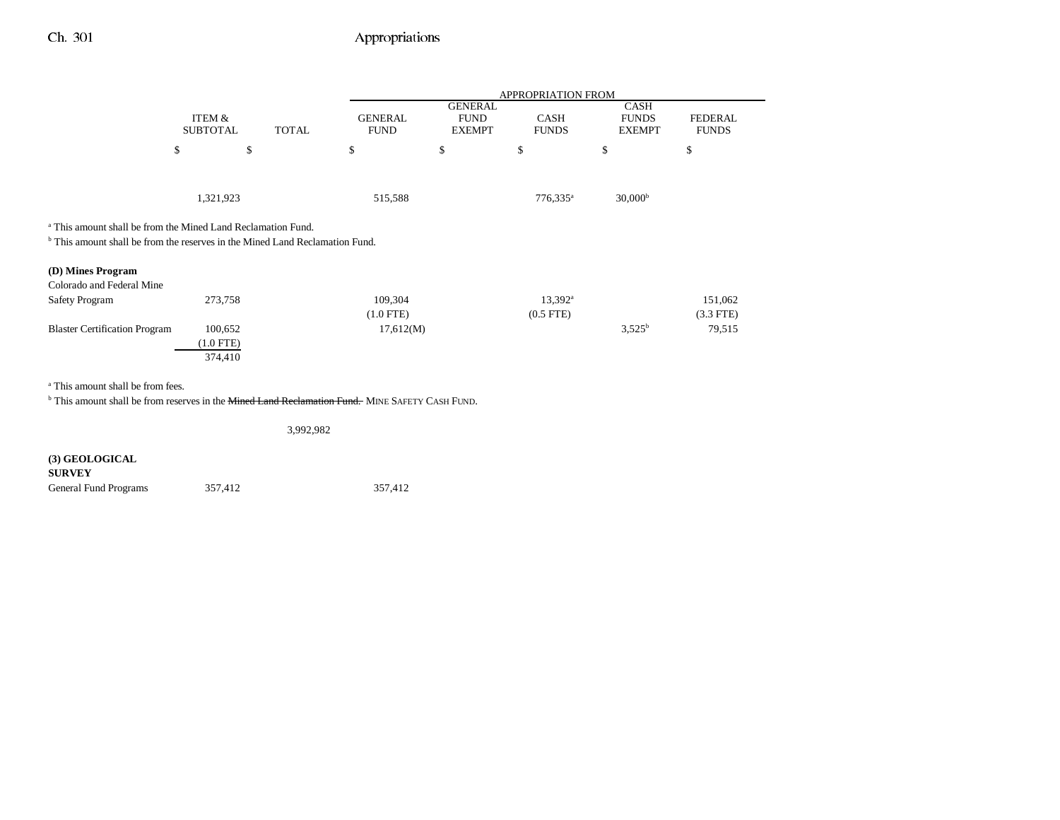| | ITEM & SUBTOTAL | TOTAL | APPROPRIATION FROM GENERAL FUND | GENERAL FUND EXEMPT | CASH FUNDS | CASH FUNDS EXEMPT | FEDERAL FUNDS |
|---|---|---|---|---|---|---|---|
| | $ | $ | $ | $ | $ | $ | $ |
| | 1,321,923 | | 515,588 | | 776,335[a] | 30,000[b] | |

[a] This amount shall be from the Mined Land Reclamation Fund.
[b] This amount shall be from the reserves in the Mined Land Reclamation Fund.

| | ITEM & SUBTOTAL | TOTAL | GENERAL FUND | GENERAL FUND EXEMPT | CASH FUNDS | CASH FUNDS EXEMPT | FEDERAL FUNDS |
|---|---|---|---|---|---|---|---|
| **(D) Mines Program** | | | | | | | |
| Colorado and Federal Mine Safety Program | 273,758 | | 109,304 | | 13,392[a] | | 151,062 |
| | | | (1.0 FTE) | | (0.5 FTE) | | (3.3 FTE) |
| Blaster Certification Program | 100,652 | | 17,612(M) | | | 3,525[b] | 79,515 |
| | (1.0 FTE) | | | | | | |
| | 374,410 | | | | | | |

[a] This amount shall be from fees.
[b] This amount shall be from reserves in the ~~Mined Land Reclamation Fund.~~ MINE SAFETY CASH FUND.

| | ITEM & SUBTOTAL | TOTAL | GENERAL FUND | GENERAL FUND EXEMPT | CASH FUNDS | CASH FUNDS EXEMPT | FEDERAL FUNDS |
|---|---|---|---|---|---|---|---|
| | | 3,992,982 | | | | | |
| **(3) GEOLOGICAL SURVEY** | | | | | | | |
| General Fund Programs | 357,412 | | 357,412 | | | | |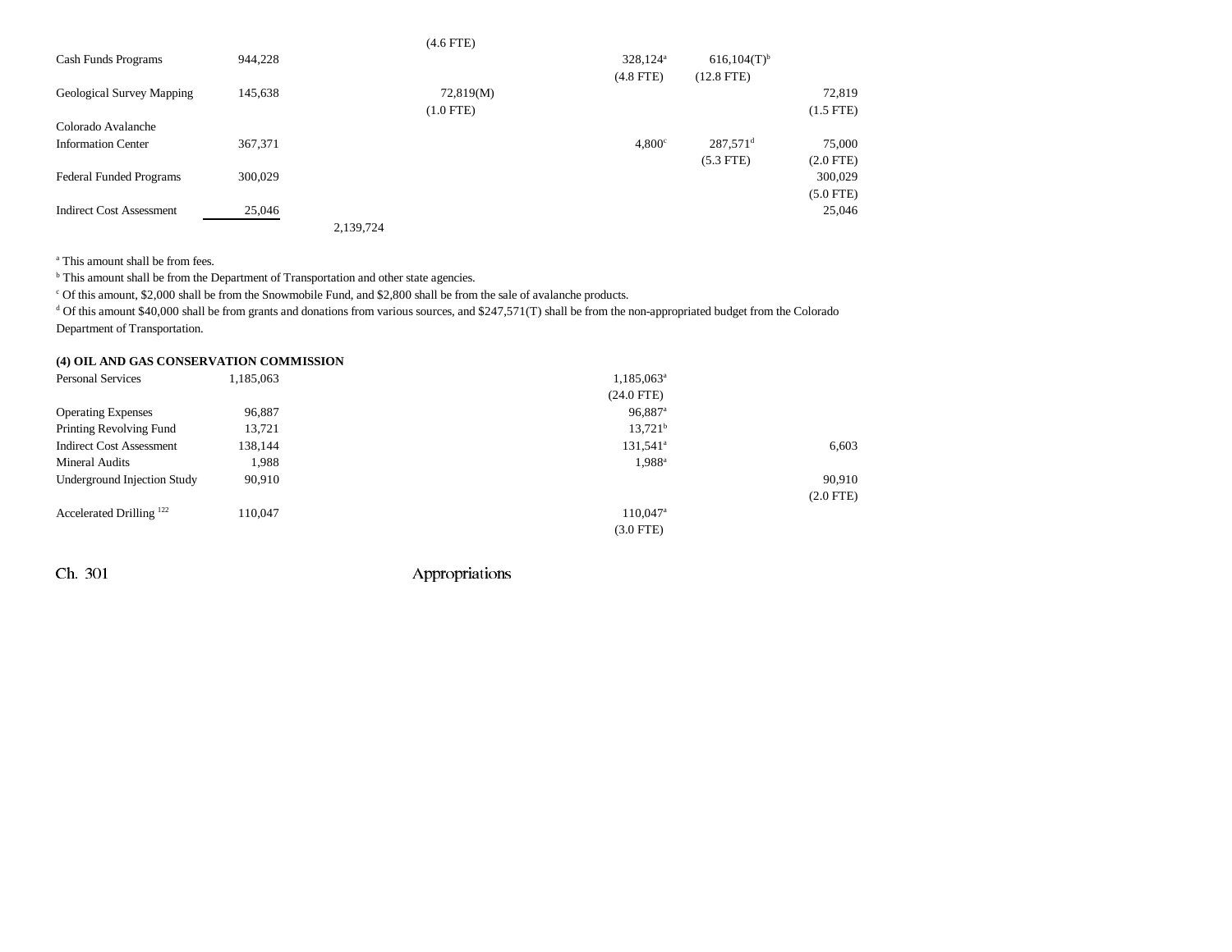| | | | | | | |
|---|---|---|---|---|---|---|
| | | | (4.6 FTE) | | | |
| Cash Funds Programs | 944,228 | | | 328,124[a] | 616,104(T)[b] | |
| | | | | (4.8 FTE) | (12.8 FTE) | |
| Geological Survey Mapping | 145,638 | | 72,819(M) | | | 72,819 |
| | | | (1.0 FTE) | | | (1.5 FTE) |
| Colorado Avalanche Information Center | 367,371 | | | 4,800[c] | 287,571[d] | 75,000 |
| | | | | | (5.3 FTE) | (2.0 FTE) |
| Federal Funded Programs | 300,029 | | | | | 300,029 |
| | | | | | | (5.0 FTE) |
| Indirect Cost Assessment | 25,046 | | | | | 25,046 |
| | | 2,139,724 | | | | |

[a] This amount shall be from fees.
[b] This amount shall be from the Department of Transportation and other state agencies.
[c] Of this amount, $2,000 shall be from the Snowmobile Fund, and $2,800 shall be from the sale of avalanche products.
[d] Of this amount $40,000 shall be from grants and donations from various sources, and $247,571(T) shall be from the non-appropriated budget from the Colorado Department of Transportation.

**(4) OIL AND GAS CONSERVATION COMMISSION**

| | | | | | | |
|---|---|---|---|---|---|---|
| Personal Services | 1,185,063 | | | 1,185,063[a] | | |
| | | | | (24.0 FTE) | | |
| Operating Expenses | 96,887 | | | 96,887[a] | | |
| Printing Revolving Fund | 13,721 | | | 13,721[b] | | |
| Indirect Cost Assessment | 138,144 | | | 131,541[a] | | 6,603 |
| Mineral Audits | 1,988 | | | 1,988[a] | | |
| Underground Injection Study | 90,910 | | | | | 90,910 |
| | | | | | | (2.0 FTE) |
| Accelerated Drilling [122] | 110,047 | | | 110,047[a] | | |
| | | | | (3.0 FTE) | | |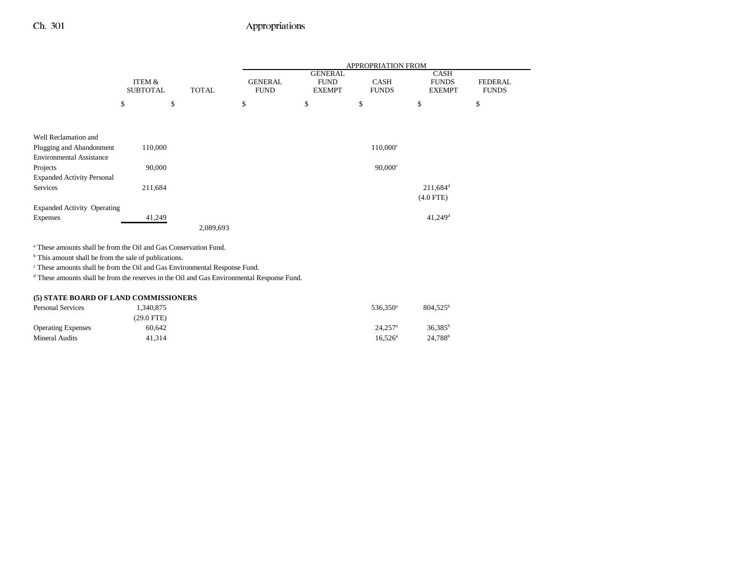| | ITEM & SUBTOTAL | TOTAL | GENERAL FUND | GENERAL FUND EXEMPT | CASH FUNDS | CASH FUNDS EXEMPT | FEDERAL FUNDS |
|---|---|---|---|---|---|---|---|
| | | | APPROPRIATION FROM | | | | |
| | $ | $ | $ | $ | $ | $ | $ |
| Well Reclamation and Plugging and Abandonment | 110,000 | | | | 110,000[c] | | |
| Environmental Assistance Projects | 90,000 | | | | 90,000[c] | | |
| Expanded Activity Personal Services | 211,684 | | | | | 211,684[d] | |
| | | | | | | (4.0 FTE) | |
| Expanded Activity Operating Expenses | 41,249 | | | | | 41,249[d] | |
| | | 2,089,693 | | | | | |

[a] These amounts shall be from the Oil and Gas Conservation Fund.

[b] This amount shall be from the sale of publications.

[c] These amounts shall be from the Oil and Gas Environmental Response Fund.

[d] These amounts shall be from the reserves in the Oil and Gas Environmental Response Fund.

**(5) STATE BOARD OF LAND COMMISSIONERS**

| | ITEM & SUBTOTAL | TOTAL | GENERAL FUND | GENERAL FUND EXEMPT | CASH FUNDS | CASH FUNDS EXEMPT | FEDERAL FUNDS |
|---|---|---|---|---|---|---|---|
| Personal Services | 1,340,875 | | | | 536,350[a] | 804,525[b] | |
| | (29.0 FTE) | | | | | | |
| Operating Expenses | 60,642 | | | | 24,257[a] | 36,385[b] | |
| Mineral Audits | 41,314 | | | | 16,526[a] | 24,788[b] | |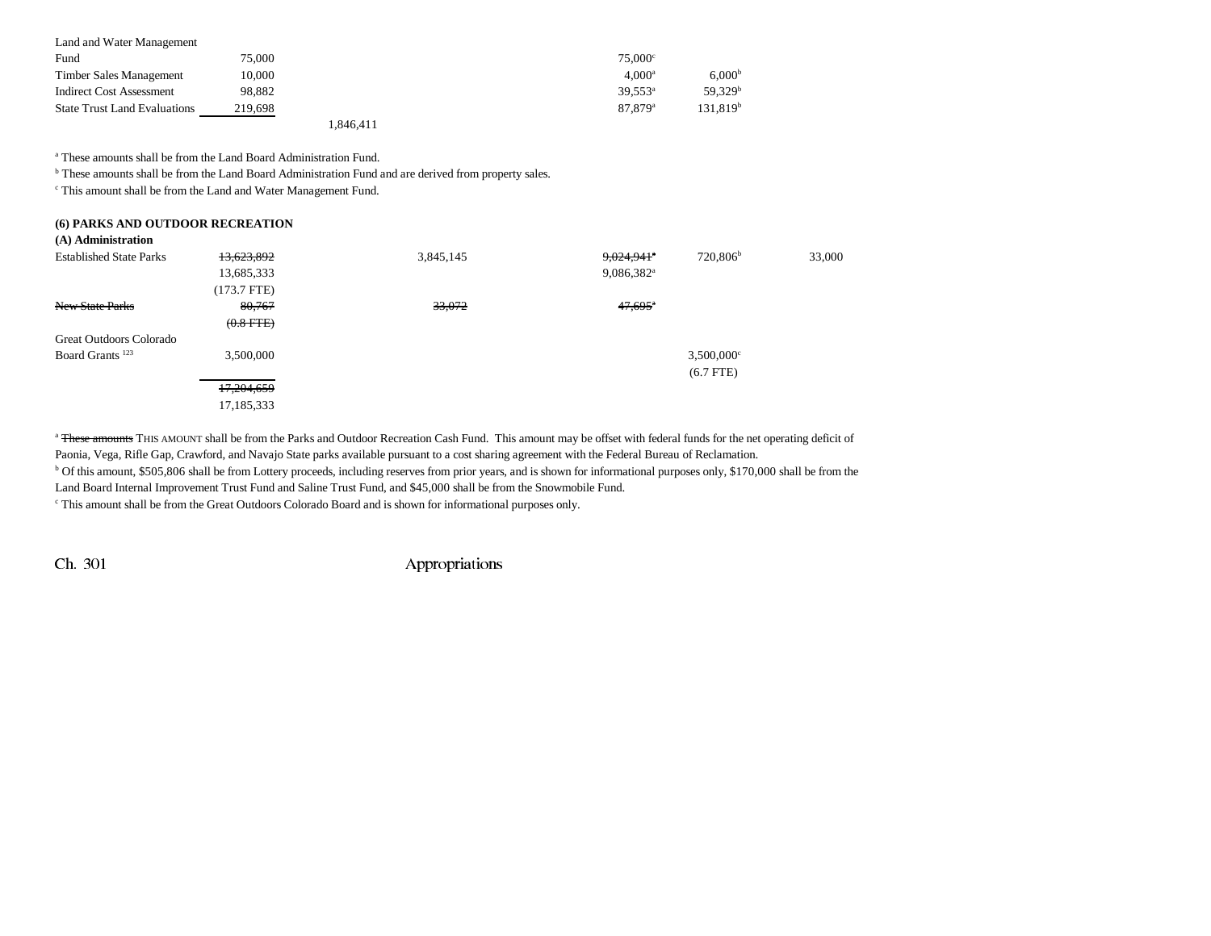| | | | | | | |
|---|---|---|---|---|---|---|
| Land and Water Management Fund | 75,000 | | | 75,000[c] | | |
| Timber Sales Management | 10,000 | | | 4,000[a] | 6,000[b] | |
| Indirect Cost Assessment | 98,882 | | | 39,553[a] | 59,329[b] | |
| State Trust Land Evaluations | 219,698 | | | 87,879[a] | 131,819[b] | |
| | | 1,846,411 | | | | |

[a] These amounts shall be from the Land Board Administration Fund.
[b] These amounts shall be from the Land Board Administration Fund and are derived from property sales.
[c] This amount shall be from the Land and Water Management Fund.

**(6) PARKS AND OUTDOOR RECREATION**
**(A) Administration**

| | | | | | |
|---|---|---|---|---|---|
| Established State Parks | ~~13,623,892~~ 13,685,333 (173.7 FTE) | 3,845,145 | ~~9,024,941[a]~~ 9,086,382[a] | 720,806[b] | 33,000 |
| ~~New State Parks~~ | ~~80,767~~ ~~(0.8 FTE)~~ | ~~33,072~~ | ~~47,695[a]~~ | | |
| Great Outdoors Colorado Board Grants [123] | 3,500,000 | | | 3,500,000[c] (6.7 FTE) | |
| | ~~17,204,659~~ 17,185,333 | | | | |

[a] ~~These amounts~~ THIS AMOUNT shall be from the Parks and Outdoor Recreation Cash Fund. This amount may be offset with federal funds for the net operating deficit of Paonia, Vega, Rifle Gap, Crawford, and Navajo State parks available pursuant to a cost sharing agreement with the Federal Bureau of Reclamation.
[b] Of this amount, $505,806 shall be from Lottery proceeds, including reserves from prior years, and is shown for informational purposes only, $170,000 shall be from the Land Board Internal Improvement Trust Fund and Saline Trust Fund, and $45,000 shall be from the Snowmobile Fund.
[c] This amount shall be from the Great Outdoors Colorado Board and is shown for informational purposes only.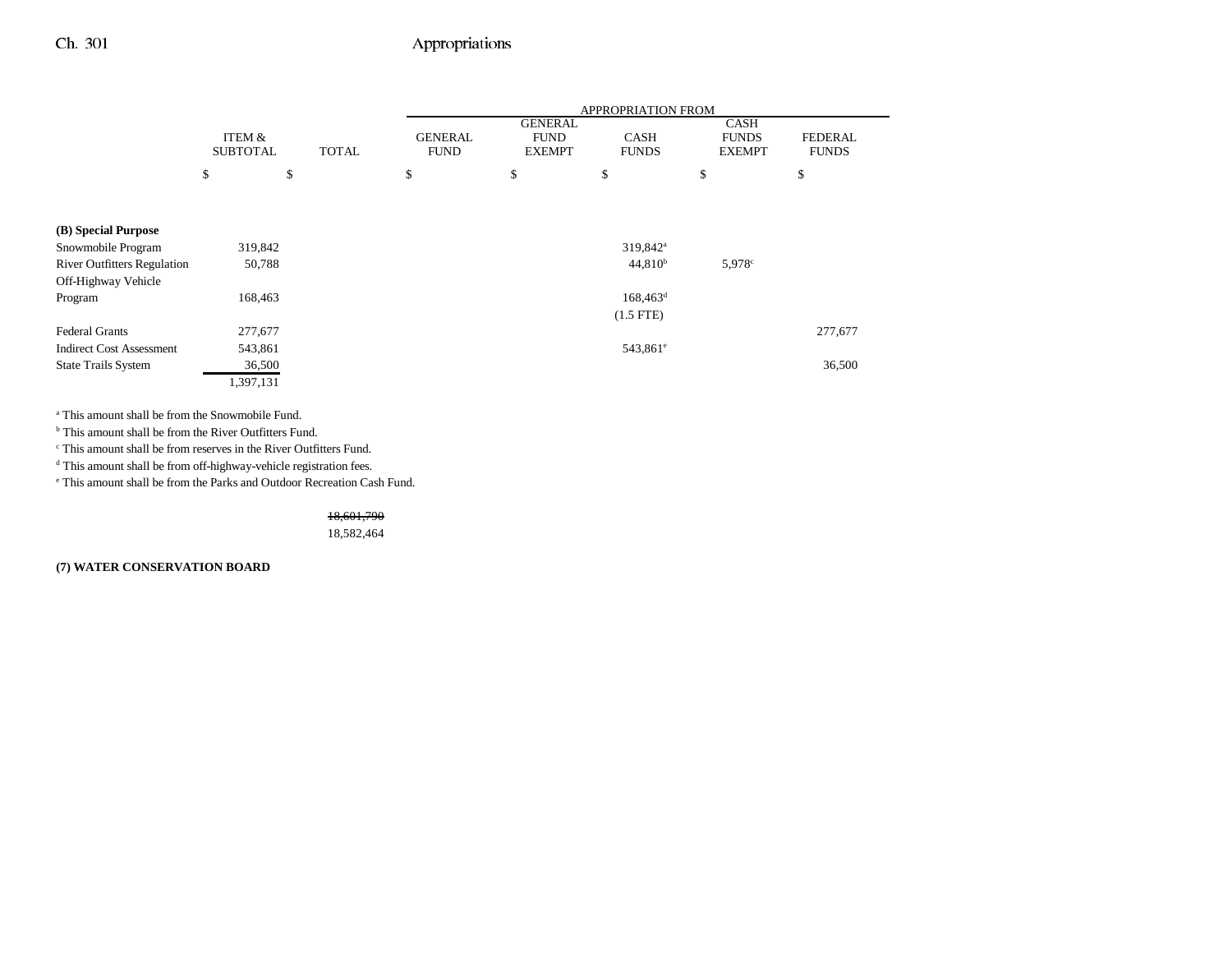| | ITEM & SUBTOTAL | TOTAL | APPROPRIATION FROM GENERAL FUND | GENERAL FUND EXEMPT | CASH FUNDS | CASH FUNDS EXEMPT | FEDERAL FUNDS |
|---|---|---|---|---|---|---|---|
| | $ | $ | $ | $ | $ | $ | $ |
| **(B) Special Purpose** | | | | | | | |
| Snowmobile Program | 319,842 | | | | 319,842[a] | | |
| River Outfitters Regulation | 50,788 | | | | 44,810[b] | 5,978[c] | |
| Off-Highway Vehicle Program | 168,463 | | | | 168,463[d] (1.5 FTE) | | |
| Federal Grants | 277,677 | | | | | | 277,677 |
| Indirect Cost Assessment | 543,861 | | | | 543,861[e] | | |
| State Trails System | 36,500 | | | | | | 36,500 |
| | 1,397,131 | | | | | | |

[a] This amount shall be from the Snowmobile Fund.
[b] This amount shall be from the River Outfitters Fund.
[c] This amount shall be from reserves in the River Outfitters Fund.
[d] This amount shall be from off-highway-vehicle registration fees.
[e] This amount shall be from the Parks and Outdoor Recreation Cash Fund.

| | TOTAL |
|---|---|
| | ~~18,601,790~~ 18,582,464 |

**(7) WATER CONSERVATION BOARD**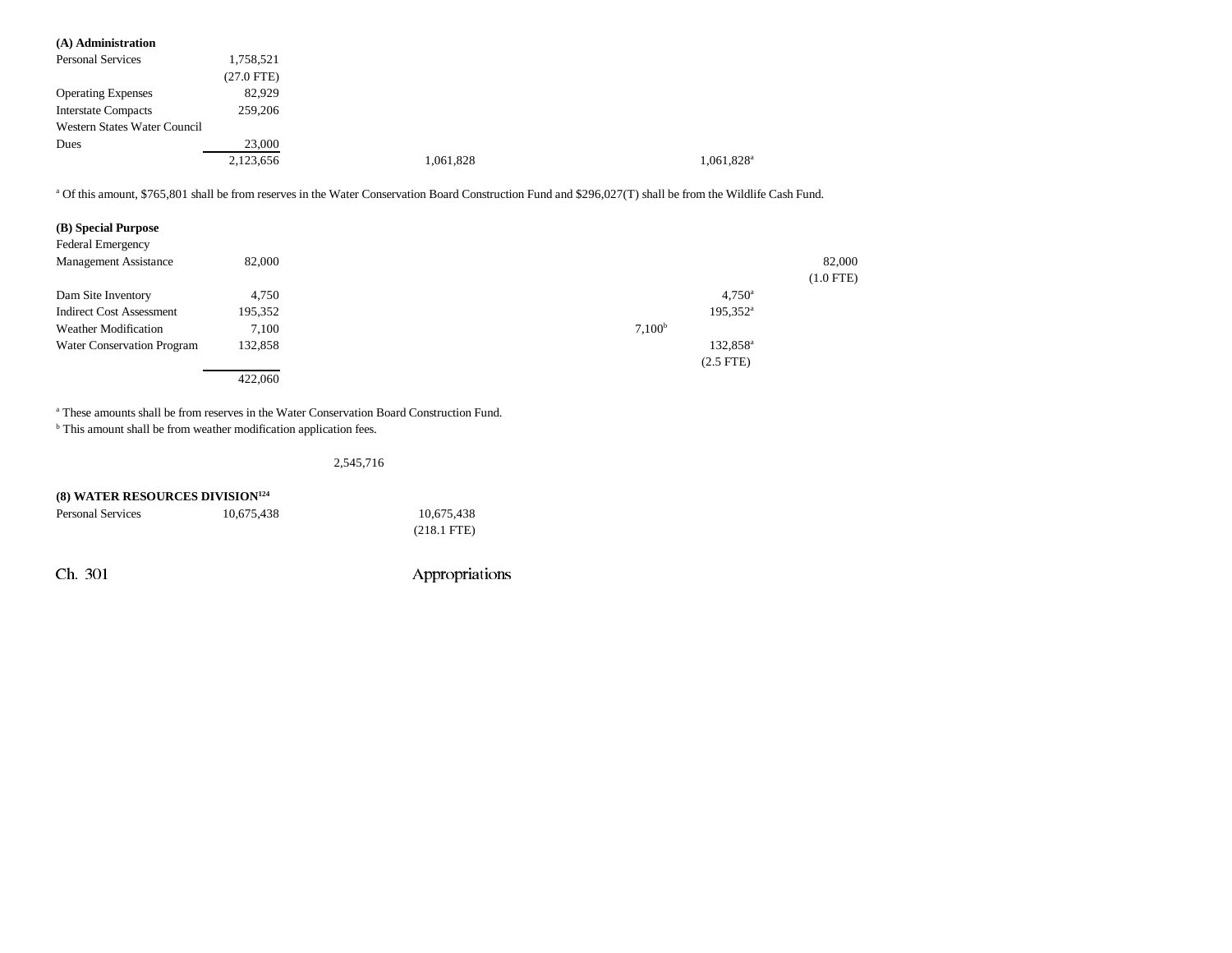**(A) Administration**

| | | | | | |
|---|---|---|---|---|---|
| Personal Services | 1,758,521 | | | | |
| | (27.0 FTE) | | | | |
| Operating Expenses | 82,929 | | | | |
| Interstate Compacts | 259,206 | | | | |
| Western States Water Council Dues | 23,000 | | | | |
| | 2,123,656 | 1,061,828 | | 1,061,828[a] | |

[a] Of this amount, $765,801 shall be from reserves in the Water Conservation Board Construction Fund and $296,027(T) shall be from the Wildlife Cash Fund.

**(B) Special Purpose**

| | | | | | |
|---|---|---|---|---|---|
| Federal Emergency Management Assistance | 82,000 | | | | 82,000 |
| | | | | | (1.0 FTE) |
| Dam Site Inventory | 4,750 | | | 4,750[a] | |
| Indirect Cost Assessment | 195,352 | | | 195,352[a] | |
| Weather Modification | 7,100 | | 7,100[b] | | |
| Water Conservation Program | 132,858 | | | 132,858[a] | |
| | | | | (2.5 FTE) | |
| | 422,060 | | | | |

[a] These amounts shall be from reserves in the Water Conservation Board Construction Fund.
[b] This amount shall be from weather modification application fees.

2,545,716

**(8) WATER RESOURCES DIVISION[124]**

| | | | | | |
|---|---|---|---|---|---|
| Personal Services | 10,675,438 | 10,675,438 | | | |
| | | (218.1 FTE) | | | |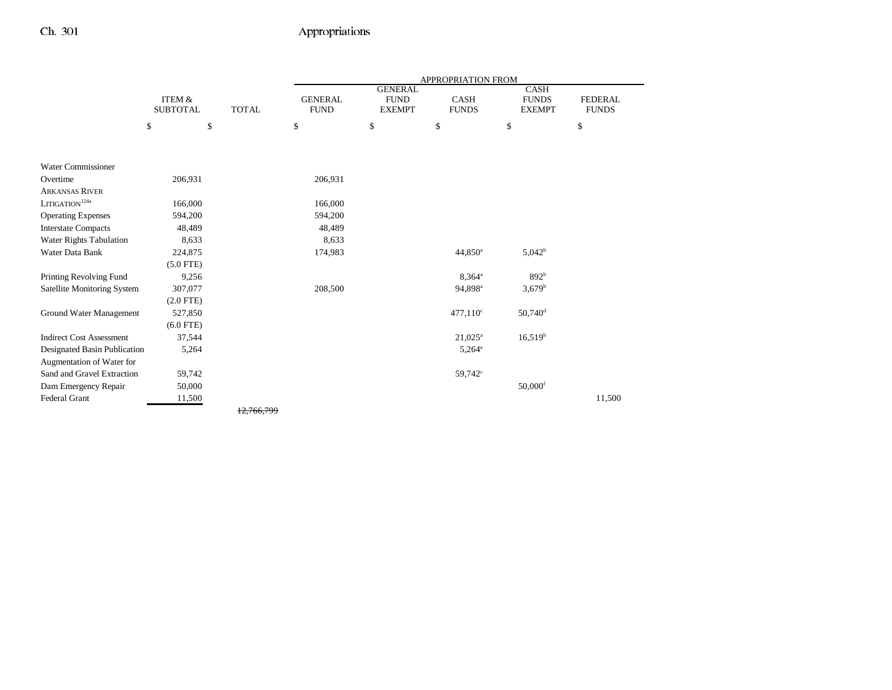| | ITEM & SUBTOTAL | TOTAL | APPROPRIATION FROM GENERAL FUND | GENERAL FUND EXEMPT | CASH FUNDS | CASH FUNDS EXEMPT | FEDERAL FUNDS |
|---|---|---|---|---|---|---|---|
| | $ | $ | $ | $ | $ | $ | $ |
| Water Commissioner Overtime | 206,931 | | 206,931 | | | | |
| ARKANSAS RIVER LITIGATION[124a] | 166,000 | | 166,000 | | | | |
| Operating Expenses | 594,200 | | 594,200 | | | | |
| Interstate Compacts | 48,489 | | 48,489 | | | | |
| Water Rights Tabulation | 8,633 | | 8,633 | | | | |
| Water Data Bank | 224,875 (5.0 FTE) | | 174,983 | | 44,850[a] | 5,042[b] | |
| Printing Revolving Fund | 9,256 | | | | 8,364[a] | 892[b] | |
| Satellite Monitoring System | 307,077 (2.0 FTE) | | 208,500 | | 94,898[a] | 3,679[b] | |
| Ground Water Management | 527,850 (6.0 FTE) | | | | 477,110[c] | 50,740[d] | |
| Indirect Cost Assessment | 37,544 | | | | 21,025[a] | 16,519[b] | |
| Designated Basin Publication | 5,264 | | | | 5,264[e] | | |
| Augmentation of Water for Sand and Gravel Extraction | 59,742 | | | | 59,742[c] | | |
| Dam Emergency Repair | 50,000 | | | | | 50,000[f] | |
| Federal Grant | 11,500 | | | | | | 11,500 |
| | | ~~12,766,799~~ | | | | | |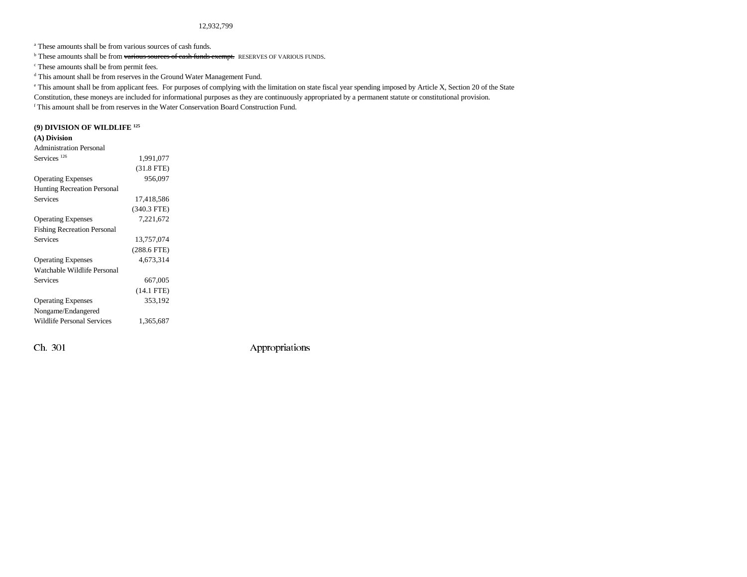12,932,799

[a] These amounts shall be from various sources of cash funds.

[b] These amounts shall be from ~~various sources of cash funds exempt.~~ RESERVES OF VARIOUS FUNDS.

[c] These amounts shall be from permit fees.

[d] This amount shall be from reserves in the Ground Water Management Fund.

[e] This amount shall be from applicant fees. For purposes of complying with the limitation on state fiscal year spending imposed by Article X, Section 20 of the State Constitution, these moneys are included for informational purposes as they are continuously appropriated by a permanent statute or constitutional provision.

[f] This amount shall be from reserves in the Water Conservation Board Construction Fund.

**(9) DIVISION OF WILDLIFE [125]**

**(A) Division**

| | |
|---|---|
| Administration Personal Services [126] | 1,991,077 |
| | (31.8 FTE) |
| Operating Expenses | 956,097 |
| Hunting Recreation Personal Services | 17,418,586 |
| | (340.3 FTE) |
| Operating Expenses | 7,221,672 |
| Fishing Recreation Personal Services | 13,757,074 |
| | (288.6 FTE) |
| Operating Expenses | 4,673,314 |
| Watchable Wildlife Personal Services | 667,005 |
| | (14.1 FTE) |
| Operating Expenses | 353,192 |
| Nongame/Endangered Wildlife Personal Services | 1,365,687 |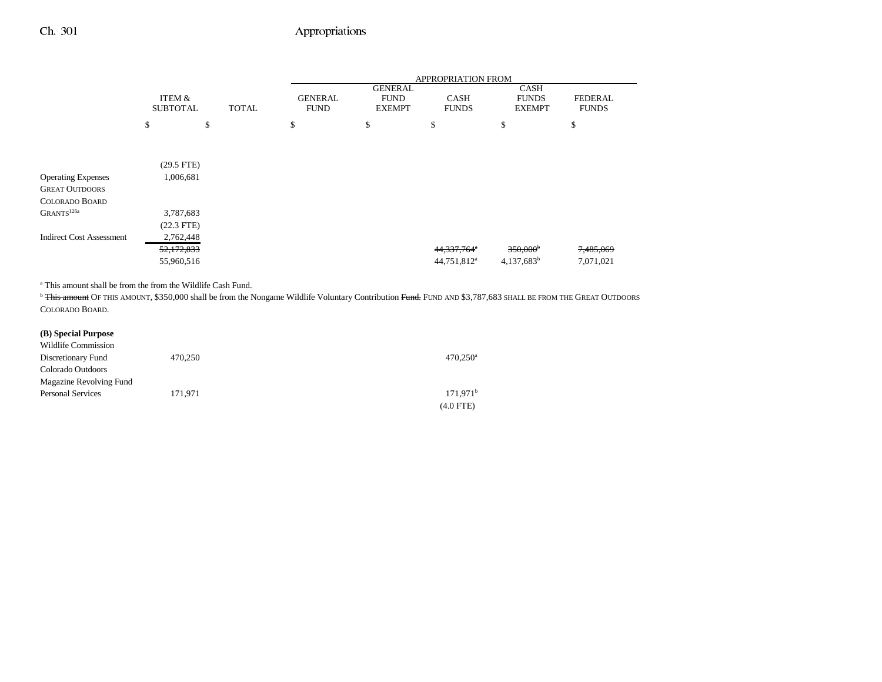| | ITEM & SUBTOTAL | TOTAL | APPROPRIATION FROM GENERAL FUND | GENERAL FUND EXEMPT | CASH FUNDS | CASH FUNDS EXEMPT | FEDERAL FUNDS |
|---|---|---|---|---|---|---|---|
| | $ | $ | $ | $ | $ | $ | $ |
| | (29.5 FTE) | | | | | | |
| Operating Expenses | 1,006,681 | | | | | | |
| GREAT OUTDOORS COLORADO BOARD GRANTS[126a] | 3,787,683 | | | | | | |
| | (22.3 FTE) | | | | | | |
| Indirect Cost Assessment | 2,762,448 | | | | | | |
| | ~~52,172,833~~ | | | | ~~44,337,764~~[a] | ~~350,000~~[b] | ~~7,485,069~~ |
| | 55,960,516 | | | | 44,751,812[a] | 4,137,683[b] | 7,071,021 |

[a] This amount shall be from the from the Wildlife Cash Fund.

[b] ~~This amount~~ OF THIS AMOUNT, $350,000 shall be from the Nongame Wildlife Voluntary Contribution ~~Fund.~~ FUND AND $3,787,683 SHALL BE FROM THE GREAT OUTDOORS COLORADO BOARD.

| | ITEM & SUBTOTAL | TOTAL | GENERAL FUND | GENERAL FUND EXEMPT | CASH FUNDS | CASH FUNDS EXEMPT | FEDERAL FUNDS |
|---|---|---|---|---|---|---|---|
| **(B) Special Purpose** | | | | | | | |
| Wildlife Commission Discretionary Fund | 470,250 | | | | 470,250[a] | | |
| Colorado Outdoors Magazine Revolving Fund Personal Services | 171,971 | | | | 171,971[b] | | |
| | | | | | (4.0 FTE) | | |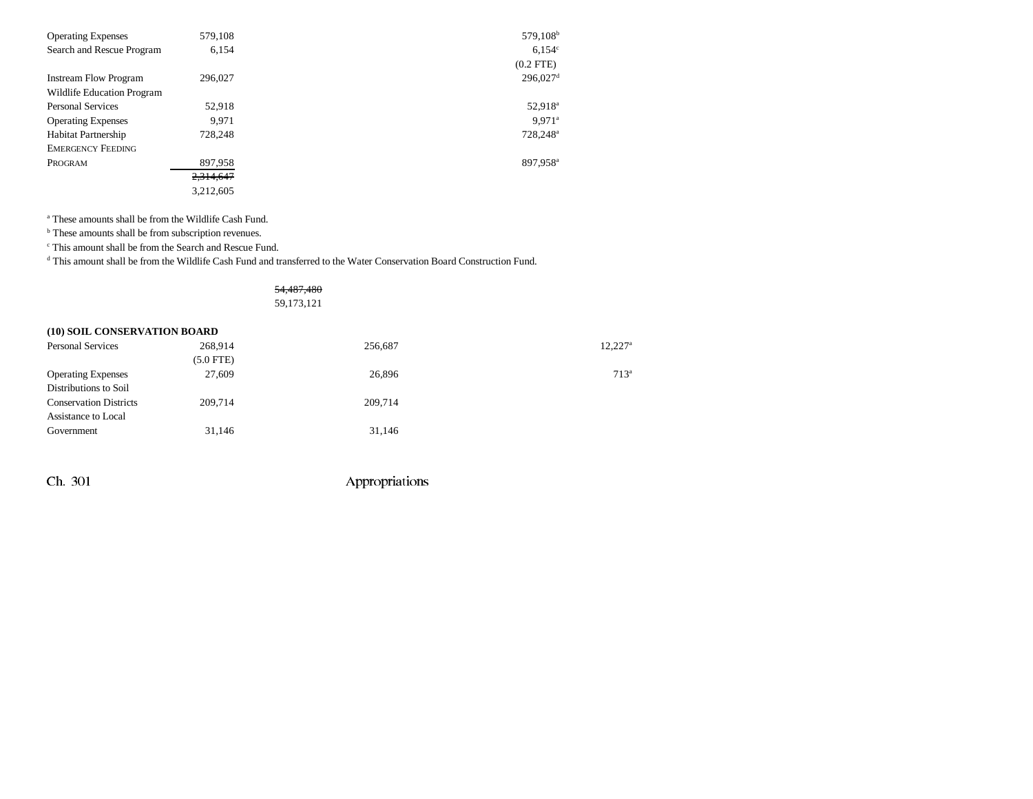| | | | | |
|---|---|---|---|---|
| Operating Expenses | 579,108 | | 579,108[b] | |
| Search and Rescue Program | 6,154 | | 6,154[c] | |
| | | | (0.2 FTE) | |
| Instream Flow Program | 296,027 | | 296,027[d] | |
| Wildlife Education Program | | | | |
| Personal Services | 52,918 | | 52,918[a] | |
| Operating Expenses | 9,971 | | 9,971[a] | |
| Habitat Partnership | 728,248 | | 728,248[a] | |
| EMERGENCY FEEDING PROGRAM | 897,958 | | 897,958[a] | |
| | ~~2,314,647~~ | | | |
| | 3,212,605 | | | |

[a] These amounts shall be from the Wildlife Cash Fund.

[b] These amounts shall be from subscription revenues.

[c] This amount shall be from the Search and Rescue Fund.

[d] This amount shall be from the Wildlife Cash Fund and transferred to the Water Conservation Board Construction Fund.

~~54,487,480~~
59,173,121

**(10) SOIL CONSERVATION BOARD**

| | | | |
|---|---|---|---|
| Personal Services | 268,914 | 256,687 | 12,227[a] |
| | (5.0 FTE) | | |
| Operating Expenses | 27,609 | 26,896 | 713[a] |
| Distributions to Soil Conservation Districts | 209,714 | 209,714 | |
| Assistance to Local Government | 31,146 | 31,146 | |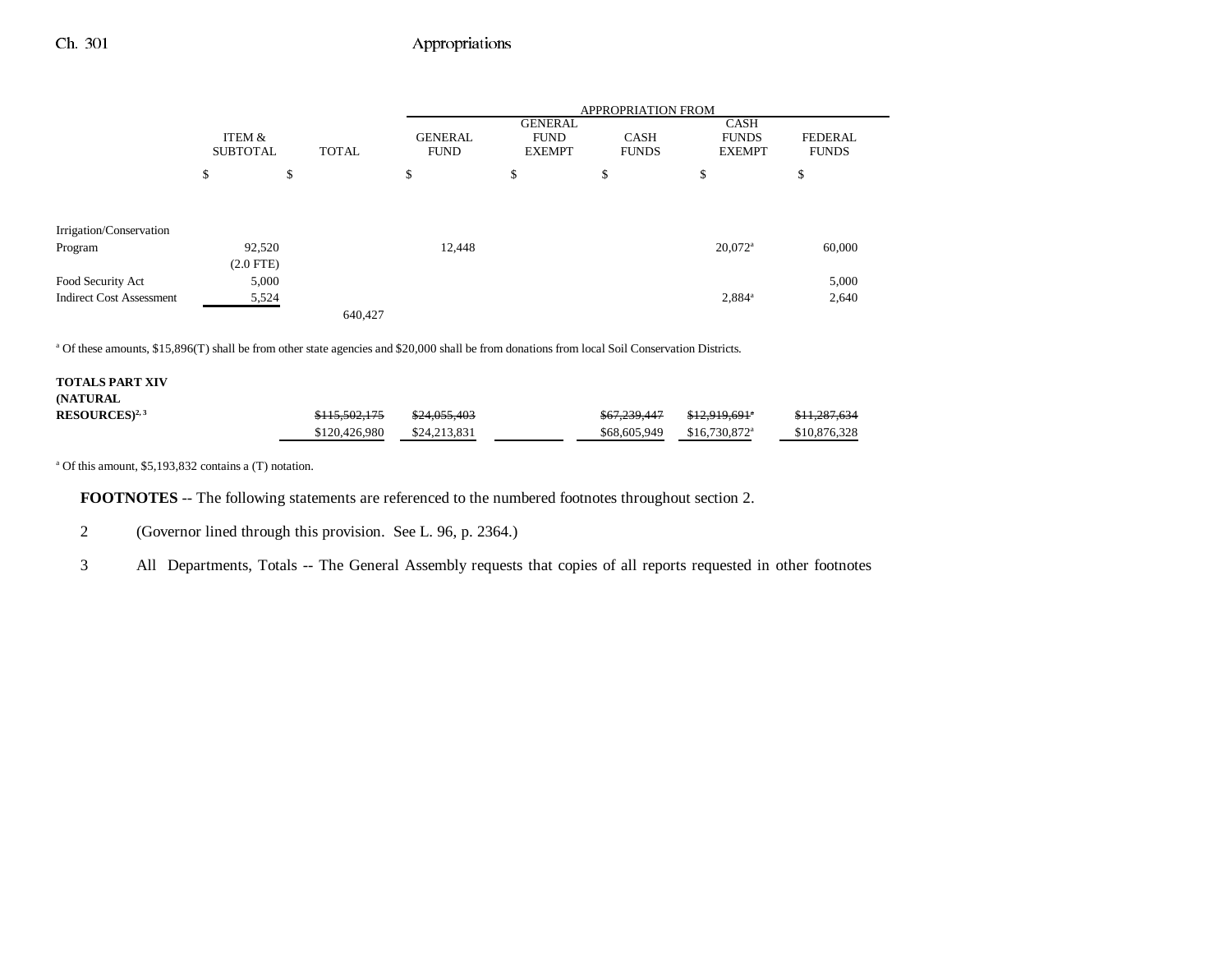| | ITEM & SUBTOTAL | TOTAL | GENERAL FUND | GENERAL FUND EXEMPT | CASH FUNDS | CASH FUNDS EXEMPT | FEDERAL FUNDS |
|---|---|---|---|---|---|---|---|
| | | | APPROPRIATION FROM | | | | |
| | $ | $ | $ | $ | $ | $ | $ |
| Irrigation/Conservation Program | 92,520 (2.0 FTE) | | 12,448 | | | 20,072[a] | 60,000 |
| Food Security Act | 5,000 | | | | | | 5,000 |
| Indirect Cost Assessment | 5,524 | | | | | 2,884[a] | 2,640 |
| | | 640,427 | | | | | |

[a] Of these amounts, $15,896(T) shall be from other state agencies and $20,000 shall be from donations from local Soil Conservation Districts.

| | | TOTAL | GENERAL FUND | GENERAL FUND EXEMPT | CASH FUNDS | CASH FUNDS EXEMPT | FEDERAL FUNDS |
|---|---|---|---|---|---|---|---|
| **TOTALS PART XIV (NATURAL RESOURCES)**[2, 3] | | ~~$115,502,175~~ | ~~$24,055,403~~ | | ~~$67,239,447~~ | ~~$12,919,691[a]~~ | ~~$11,287,634~~ |
| | | $120,426,980 | $24,213,831 | | $68,605,949 | $16,730,872[a] | $10,876,328 |

[a] Of this amount, $5,193,832 contains a (T) notation.

**FOOTNOTES** -- The following statements are referenced to the numbered footnotes throughout section 2.

2 (Governor lined through this provision. See L. 96, p. 2364.)

3 All Departments, Totals -- The General Assembly requests that copies of all reports requested in other footnotes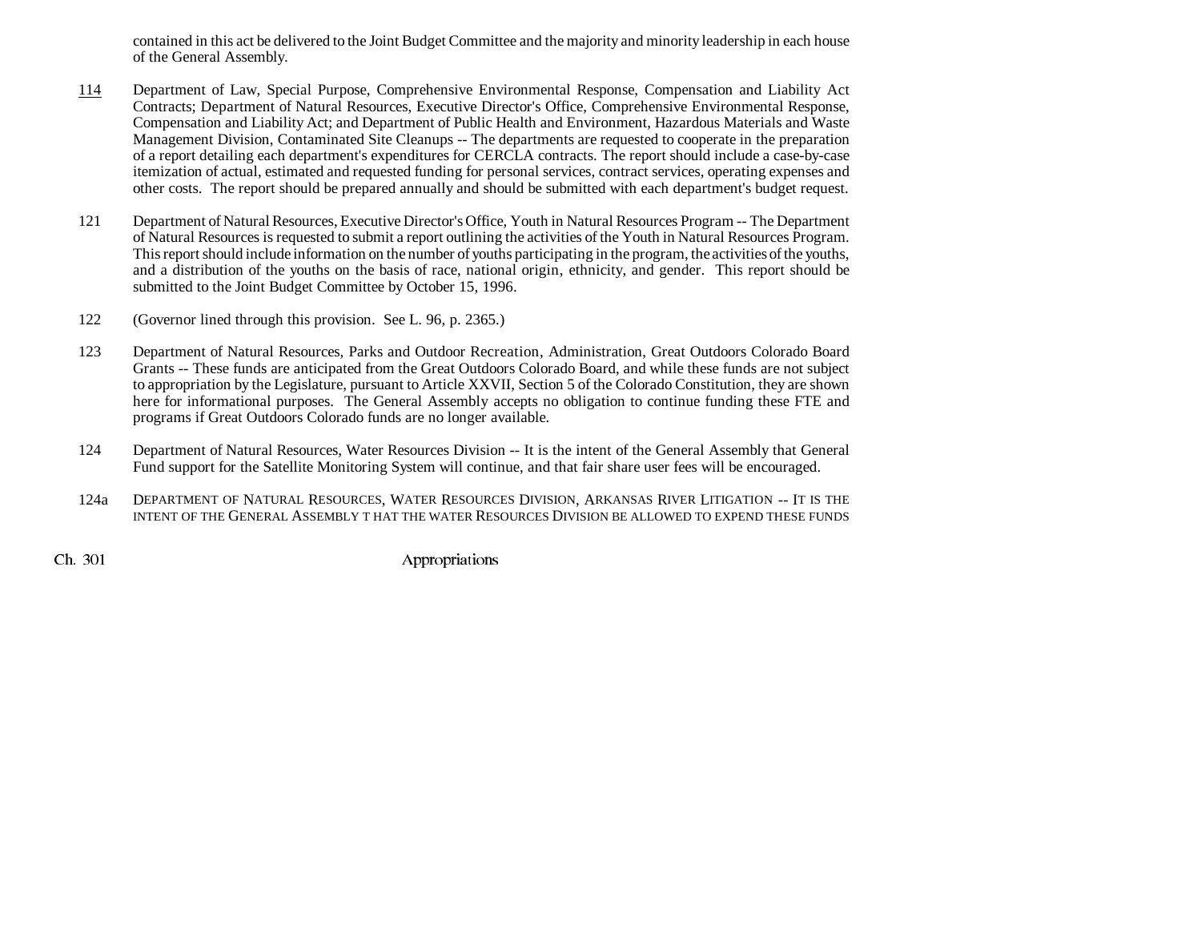contained in this act be delivered to the Joint Budget Committee and the majority and minority leadership in each house of the General Assembly.

<u>114</u> Department of Law, Special Purpose, Comprehensive Environmental Response, Compensation and Liability Act Contracts; Department of Natural Resources, Executive Director's Office, Comprehensive Environmental Response, Compensation and Liability Act; and Department of Public Health and Environment, Hazardous Materials and Waste Management Division, Contaminated Site Cleanups -- The departments are requested to cooperate in the preparation of a report detailing each department's expenditures for CERCLA contracts. The report should include a case-by-case itemization of actual, estimated and requested funding for personal services, contract services, operating expenses and other costs. The report should be prepared annually and should be submitted with each department's budget request.

121 Department of Natural Resources, Executive Director's Office, Youth in Natural Resources Program -- The Department of Natural Resources is requested to submit a report outlining the activities of the Youth in Natural Resources Program. This report should include information on the number of youths participating in the program, the activities of the youths, and a distribution of the youths on the basis of race, national origin, ethnicity, and gender. This report should be submitted to the Joint Budget Committee by October 15, 1996.

122 (Governor lined through this provision. See L. 96, p. 2365.)

123 Department of Natural Resources, Parks and Outdoor Recreation, Administration, Great Outdoors Colorado Board Grants -- These funds are anticipated from the Great Outdoors Colorado Board, and while these funds are not subject to appropriation by the Legislature, pursuant to Article XXVII, Section 5 of the Colorado Constitution, they are shown here for informational purposes. The General Assembly accepts no obligation to continue funding these FTE and programs if Great Outdoors Colorado funds are no longer available.

124 Department of Natural Resources, Water Resources Division -- It is the intent of the General Assembly that General Fund support for the Satellite Monitoring System will continue, and that fair share user fees will be encouraged.

124a DEPARTMENT OF NATURAL RESOURCES, WATER RESOURCES DIVISION, ARKANSAS RIVER LITIGATION -- IT IS THE INTENT OF THE GENERAL ASSEMBLY THAT THE WATER RESOURCES DIVISION BE ALLOWED TO EXPEND THESE FUNDS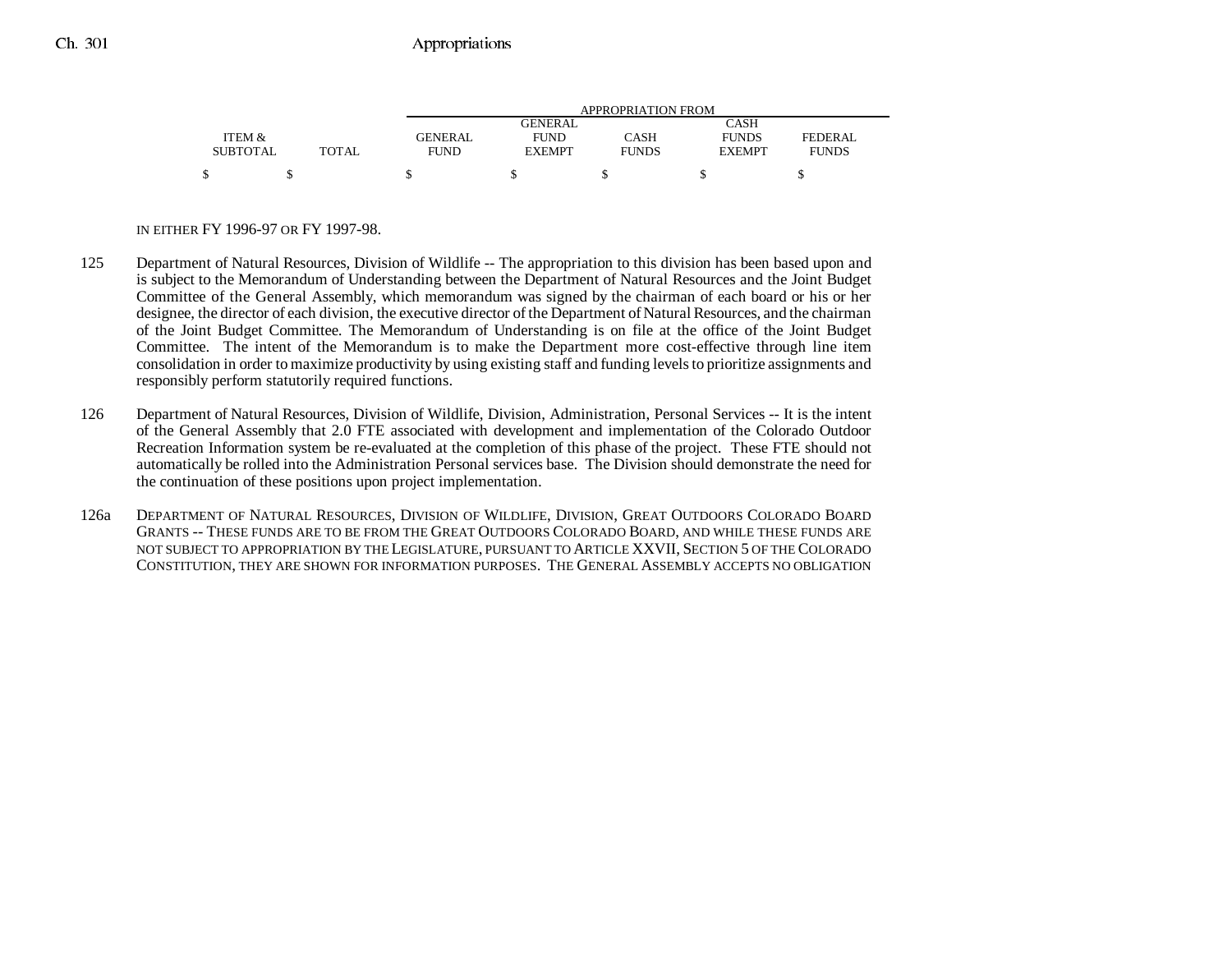| ITEM & SUBTOTAL | TOTAL | APPROPRIATION FROM GENERAL FUND | GENERAL FUND EXEMPT | CASH FUNDS | CASH FUNDS EXEMPT | FEDERAL FUNDS |
|---|---|---|---|---|---|---|
| $ | $ | $ | $ | $ | $ | $ |

IN EITHER FY 1996-97 OR FY 1997-98.

125 Department of Natural Resources, Division of Wildlife -- The appropriation to this division has been based upon and is subject to the Memorandum of Understanding between the Department of Natural Resources and the Joint Budget Committee of the General Assembly, which memorandum was signed by the chairman of each board or his or her designee, the director of each division, the executive director of the Department of Natural Resources, and the chairman of the Joint Budget Committee. The Memorandum of Understanding is on file at the office of the Joint Budget Committee. The intent of the Memorandum is to make the Department more cost-effective through line item consolidation in order to maximize productivity by using existing staff and funding levels to prioritize assignments and responsibly perform statutorily required functions.

126 Department of Natural Resources, Division of Wildlife, Division, Administration, Personal Services -- It is the intent of the General Assembly that 2.0 FTE associated with development and implementation of the Colorado Outdoor Recreation Information system be re-evaluated at the completion of this phase of the project. These FTE should not automatically be rolled into the Administration Personal services base. The Division should demonstrate the need for the continuation of these positions upon project implementation.

126a DEPARTMENT OF NATURAL RESOURCES, DIVISION OF WILDLIFE, DIVISION, GREAT OUTDOORS COLORADO BOARD GRANTS -- THESE FUNDS ARE TO BE FROM THE GREAT OUTDOORS COLORADO BOARD, AND WHILE THESE FUNDS ARE NOT SUBJECT TO APPROPRIATION BY THE LEGISLATURE, PURSUANT TO ARTICLE XXVII, SECTION 5 OF THE COLORADO CONSTITUTION, THEY ARE SHOWN FOR INFORMATION PURPOSES. THE GENERAL ASSEMBLY ACCEPTS NO OBLIGATION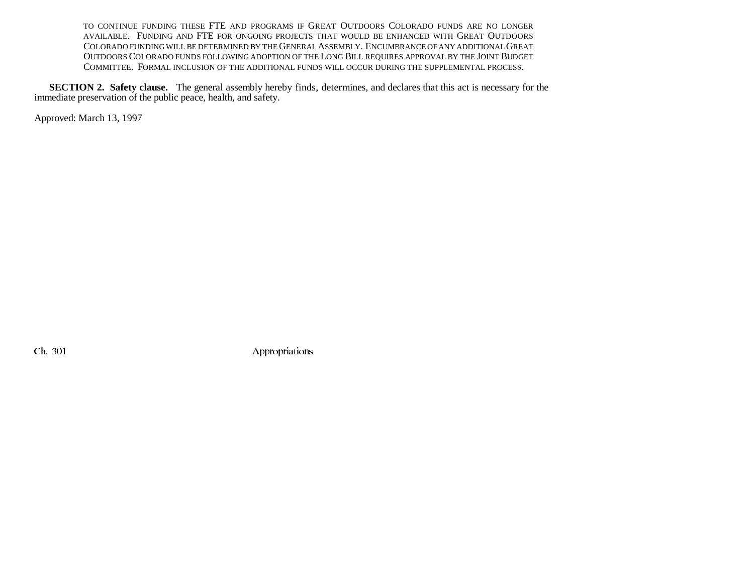TO CONTINUE FUNDING THESE FTE AND PROGRAMS IF GREAT OUTDOORS COLORADO FUNDS ARE NO LONGER AVAILABLE. FUNDING AND FTE FOR ONGOING PROJECTS THAT WOULD BE ENHANCED WITH GREAT OUTDOORS COLORADO FUNDING WILL BE DETERMINED BY THE GENERAL ASSEMBLY. ENCUMBRANCE OF ANY ADDITIONAL GREAT OUTDOORS COLORADO FUNDS FOLLOWING ADOPTION OF THE LONG BILL REQUIRES APPROVAL BY THE JOINT BUDGET COMMITTEE. FORMAL INCLUSION OF THE ADDITIONAL FUNDS WILL OCCUR DURING THE SUPPLEMENTAL PROCESS.

**SECTION 2. Safety clause.** The general assembly hereby finds, determines, and declares that this act is necessary for the immediate preservation of the public peace, health, and safety.

Approved: March 13, 1997